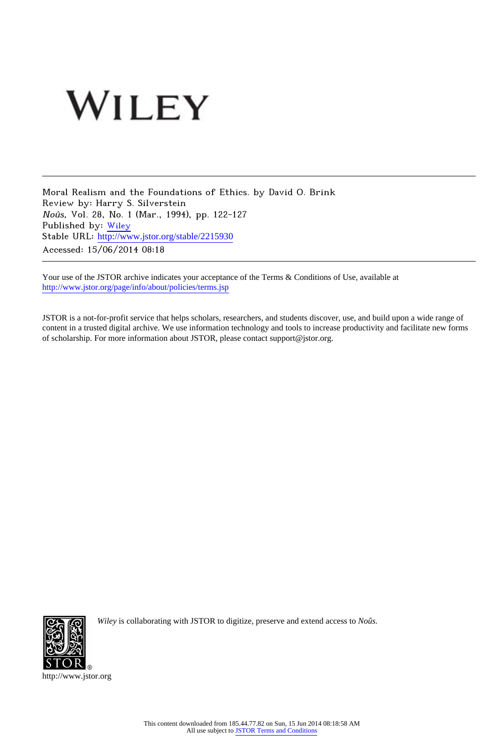WILEY

---

Moral Realism and the Foundations of Ethics. by David O. Brink
Review by: Harry S. Silverstein
*Noûs*, Vol. 28, No. 1 (Mar., 1994), pp. 122-127
Published by: Wiley
Stable URL: http://www.jstor.org/stable/2215930
Accessed: 15/06/2014 08:18

---

Your use of the JSTOR archive indicates your acceptance of the Terms & Conditions of Use, available at http://www.jstor.org/page/info/about/policies/terms.jsp

JSTOR is a not-for-profit service that helps scholars, researchers, and students discover, use, and build upon a wide range of content in a trusted digital archive. We use information technology and tools to increase productivity and facilitate new forms of scholarship. For more information about JSTOR, please contact support@jstor.org.

*Wiley* is collaborating with JSTOR to digitize, preserve and extend access to *Noûs*.

http://www.jstor.org

This content downloaded from 185.44.77.82 on Sun, 15 Jun 2014 08:18:58 AM
All use subject to JSTOR Terms and Conditions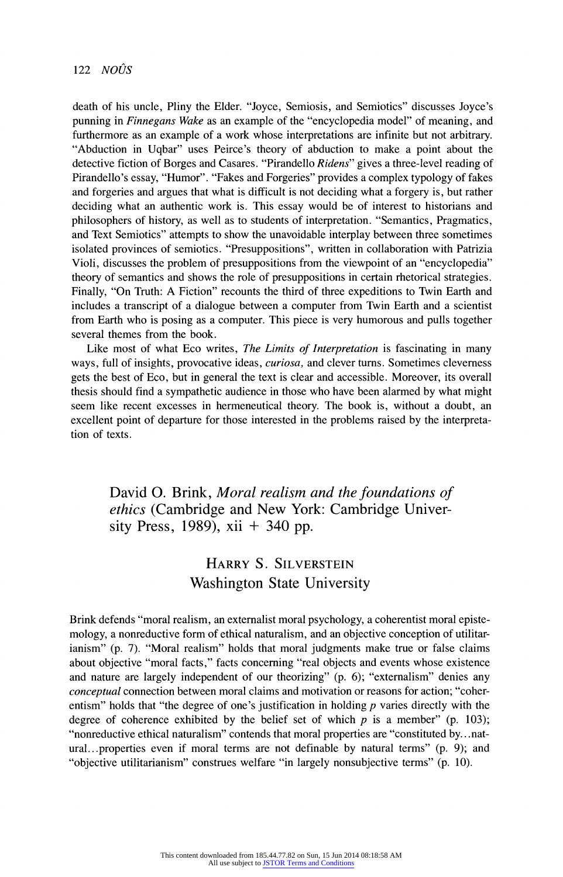death of his uncle, Pliny the Elder. "Joyce, Semiosis, and Semiotics" discusses Joyce's punning in *Finnegans Wake* as an example of the "encyclopedia model" of meaning, and furthermore as an example of a work whose interpretations are infinite but not arbitrary. "Abduction in Uqbar" uses Peirce's theory of abduction to make a point about the detective fiction of Borges and Casares. "Pirandello *Ridens*" gives a three-level reading of Pirandello's essay, "Humor". "Fakes and Forgeries" provides a complex typology of fakes and forgeries and argues that what is difficult is not deciding what a forgery is, but rather deciding what an authentic work is. This essay would be of interest to historians and philosophers of history, as well as to students of interpretation. "Semantics, Pragmatics, and Text Semiotics" attempts to show the unavoidable interplay between three sometimes isolated provinces of semiotics. "Presuppositions", written in collaboration with Patrizia Violi, discusses the problem of presuppositions from the viewpoint of an "encyclopedia" theory of semantics and shows the role of presuppositions in certain rhetorical strategies. Finally, "On Truth: A Fiction" recounts the third of three expeditions to Twin Earth and includes a transcript of a dialogue between a computer from Twin Earth and a scientist from Earth who is posing as a computer. This piece is very humorous and pulls together several themes from the book.

Like most of what Eco writes, *The Limits of Interpretation* is fascinating in many ways, full of insights, provocative ideas, *curiosa*, and clever turns. Sometimes cleverness gets the best of Eco, but in general the text is clear and accessible. Moreover, its overall thesis should find a sympathetic audience in those who have been alarmed by what might seem like recent excesses in hermeneutical theory. The book is, without a doubt, an excellent point of departure for those interested in the problems raised by the interpretation of texts.

## David O. Brink, *Moral realism and the foundations of ethics* (Cambridge and New York: Cambridge University Press, 1989), xii + 340 pp.

### Harry S. Silverstein
### Washington State University

Brink defends "moral realism, an externalist moral psychology, a coherentist moral epistemology, a nonreductive form of ethical naturalism, and an objective conception of utilitarianism" (p. 7). "Moral realism" holds that moral judgments make true or false claims about objective "moral facts," facts concerning "real objects and events whose existence and nature are largely independent of our theorizing" (p. 6); "externalism" denies any *conceptual* connection between moral claims and motivation or reasons for action; "coherentism" holds that "the degree of one's justification in holding *p* varies directly with the degree of coherence exhibited by the belief set of which *p* is a member" (p. 103); "nonreductive ethical naturalism" contends that moral properties are "constituted by...natural...properties even if moral terms are not definable by natural terms" (p. 9); and "objective utilitarianism" construes welfare "in largely nonsubjective terms" (p. 10).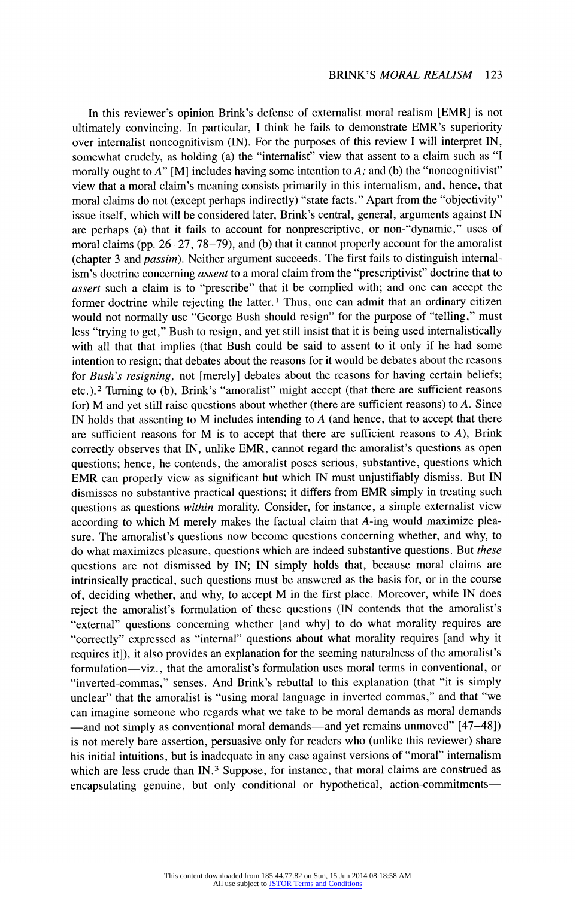In this reviewer's opinion Brink's defense of externalist moral realism [EMR] is not ultimately convincing. In particular, I think he fails to demonstrate EMR's superiority over internalist noncognitivism (IN). For the purposes of this review I will interpret IN, somewhat crudely, as holding (a) the "internalist" view that assent to a claim such as "I morally ought to *A*" [M] includes having some intention to *A*; and (b) the "noncognitivist" view that a moral claim's meaning consists primarily in this internalism, and, hence, that moral claims do not (except perhaps indirectly) "state facts." Apart from the "objectivity" issue itself, which will be considered later, Brink's central, general, arguments against IN are perhaps (a) that it fails to account for nonprescriptive, or non-"dynamic," uses of moral claims (pp. 26–27, 78–79), and (b) that it cannot properly account for the amoralist (chapter 3 and *passim*). Neither argument succeeds. The first fails to distinguish internalism's doctrine concerning *assent* to a moral claim from the "prescriptivist" doctrine that to *assert* such a claim is to "prescribe" that it be complied with; and one can accept the former doctrine while rejecting the latter.[1] Thus, one can admit that an ordinary citizen would not normally use "George Bush should resign" for the purpose of "telling," must less "trying to get," Bush to resign, and yet still insist that it is being used internalistically with all that that implies (that Bush could be said to assent to it only if he had some intention to resign; that debates about the reasons for it would be debates about the reasons for *Bush's resigning,* not [merely] debates about the reasons for having certain beliefs; etc.).[2] Turning to (b), Brink's "amoralist" might accept (that there are sufficient reasons for) M and yet still raise questions about whether (there are sufficient reasons) to *A*. Since IN holds that assenting to M includes intending to *A* (and hence, that to accept that there are sufficient reasons for M is to accept that there are sufficient reasons to *A*), Brink correctly observes that IN, unlike EMR, cannot regard the amoralist's questions as open questions; hence, he contends, the amoralist poses serious, substantive, questions which EMR can properly view as significant but which IN must unjustifiably dismiss. But IN dismisses no substantive practical questions; it differs from EMR simply in treating such questions as questions *within* morality. Consider, for instance, a simple externalist view according to which M merely makes the factual claim that *A*-ing would maximize pleasure. The amoralist's questions now become questions concerning whether, and why, to do what maximizes pleasure, questions which are indeed substantive questions. But *these* questions are not dismissed by IN; IN simply holds that, because moral claims are intrinsically practical, such questions must be answered as the basis for, or in the course of, deciding whether, and why, to accept M in the first place. Moreover, while IN does reject the amoralist's formulation of these questions (IN contends that the amoralist's "external" questions concerning whether [and why] to do what morality requires are "correctly" expressed as "internal" questions about what morality requires [and why it requires it]), it also provides an explanation for the seeming naturalness of the amoralist's formulation—viz., that the amoralist's formulation uses moral terms in conventional, or "inverted-commas," senses. And Brink's rebuttal to this explanation (that "it is simply unclear" that the amoralist is "using moral language in inverted commas," and that "we can imagine someone who regards what we take to be moral demands as moral demands —and not simply as conventional moral demands—and yet remains unmoved" [47–48]) is not merely bare assertion, persuasive only for readers who (unlike this reviewer) share his initial intuitions, but is inadequate in any case against versions of "moral" internalism which are less crude than IN.[3] Suppose, for instance, that moral claims are construed as encapsulating genuine, but only conditional or hypothetical, action-commitments—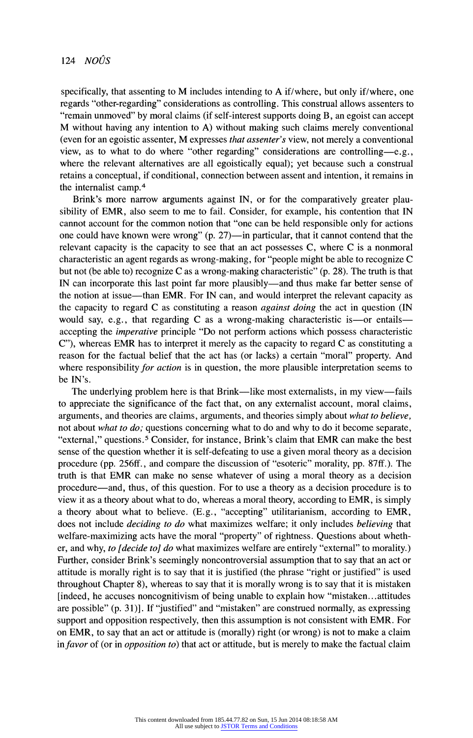specifically, that assenting to M includes intending to A if/where, but only if/where, one regards "other-regarding" considerations as controlling. This construal allows assenters to "remain unmoved" by moral claims (if self-interest supports doing B, an egoist can accept M without having any intention to A) without making such claims merely conventional (even for an egoistic assenter, M expresses *that assenter's* view, not merely a conventional view, as to what to do where "other regarding" considerations are controlling—e.g., where the relevant alternatives are all egoistically equal); yet because such a construal retains a conceptual, if conditional, connection between assent and intention, it remains in the internalist camp.[4]

Brink's more narrow arguments against IN, or for the comparatively greater plausibility of EMR, also seem to me to fail. Consider, for example, his contention that IN cannot account for the common notion that "one can be held responsible only for actions one could have known were wrong" (p. 27)—in particular, that it cannot contend that the relevant capacity is the capacity to see that an act possesses C, where C is a nonmoral characteristic an agent regards as wrong-making, for "people might be able to recognize C but not (be able to) recognize C as a wrong-making characteristic" (p. 28). The truth is that IN can incorporate this last point far more plausibly—and thus make far better sense of the notion at issue—than EMR. For IN can, and would interpret the relevant capacity as the capacity to regard C as constituting a reason *against doing* the act in question (IN would say, e.g., that regarding C as a wrong-making characteristic is—or entails—accepting the *imperative* principle "Do not perform actions which possess characteristic C"), whereas EMR has to interpret it merely as the capacity to regard C as constituting a reason for the factual belief that the act has (or lacks) a certain "moral" property. And where responsibility *for action* is in question, the more plausible interpretation seems to be IN's.

The underlying problem here is that Brink—like most externalists, in my view—fails to appreciate the significance of the fact that, on any externalist account, moral claims, arguments, and theories are claims, arguments, and theories simply about *what to believe,* not about *what to do;* questions concerning what to do and why to do it become separate, "external," questions.[5] Consider, for instance, Brink's claim that EMR can make the best sense of the question whether it is self-defeating to use a given moral theory as a decision procedure (pp. 256ff., and compare the discussion of "esoteric" morality, pp. 87ff.). The truth is that EMR can make no sense whatever of using a moral theory as a decision procedure—and, thus, of this question. For to use a theory as a decision procedure is to view it as a theory about what to do, whereas a moral theory, according to EMR, is simply a theory about what to believe. (E.g., "accepting" utilitarianism, according to EMR, does not include *deciding to do* what maximizes welfare; it only includes *believing* that welfare-maximizing acts have the moral "property" of rightness. Questions about whether, and why, *to [decide to] do* what maximizes welfare are entirely "external" to morality.) Further, consider Brink's seemingly noncontroversial assumption that to say that an act or attitude is morally right is to say that it is justified (the phrase "right or justified" is used throughout Chapter 8), whereas to say that it is morally wrong is to say that it is mistaken [indeed, he accuses noncognitivism of being unable to explain how "mistaken...attitudes are possible" (p. 31)]. If "justified" and "mistaken" are construed normally, as expressing support and opposition respectively, then this assumption is not consistent with EMR. For on EMR, to say that an act or attitude is (morally) right (or wrong) is not to make a claim in *favor* of (or in *opposition to*) that act or attitude, but is merely to make the factual claim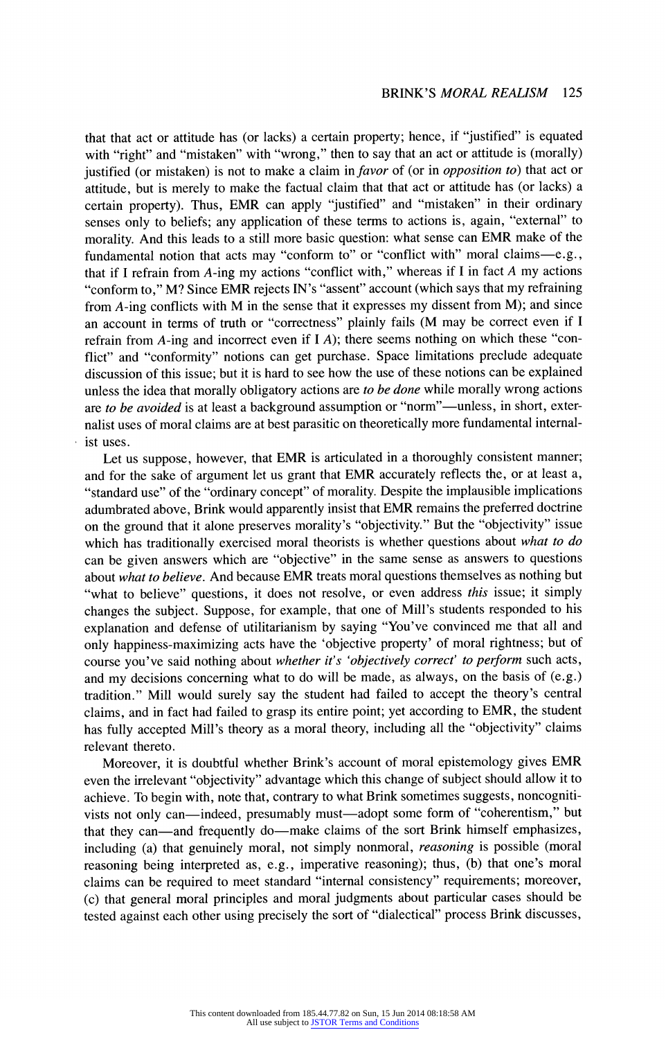that that act or attitude has (or lacks) a certain property; hence, if "justified" is equated with "right" and "mistaken" with "wrong," then to say that an act or attitude is (morally) justified (or mistaken) is not to make a claim in *favor* of (or in *opposition to*) that act or attitude, but is merely to make the factual claim that that act or attitude has (or lacks) a certain property). Thus, EMR can apply "justified" and "mistaken" in their ordinary senses only to beliefs; any application of these terms to actions is, again, "external" to morality. And this leads to a still more basic question: what sense can EMR make of the fundamental notion that acts may "conform to" or "conflict with" moral claims—e.g., that if I refrain from *A*-ing my actions "conflict with," whereas if I in fact *A* my actions "conform to," M? Since EMR rejects IN's "assent" account (which says that my refraining from *A*-ing conflicts with M in the sense that it expresses my dissent from M); and since an account in terms of truth or "correctness" plainly fails (M may be correct even if I refrain from *A*-ing and incorrect even if I *A*); there seems nothing on which these "conflict" and "conformity" notions can get purchase. Space limitations preclude adequate discussion of this issue; but it is hard to see how the use of these notions can be explained unless the idea that morally obligatory actions are *to be done* while morally wrong actions are *to be avoided* is at least a background assumption or "norm"—unless, in short, externalist uses of moral claims are at best parasitic on theoretically more fundamental internalist uses.

Let us suppose, however, that EMR is articulated in a thoroughly consistent manner; and for the sake of argument let us grant that EMR accurately reflects the, or at least a, "standard use" of the "ordinary concept" of morality. Despite the implausible implications adumbrated above, Brink would apparently insist that EMR remains the preferred doctrine on the ground that it alone preserves morality's "objectivity." But the "objectivity" issue which has traditionally exercised moral theorists is whether questions about *what to do* can be given answers which are "objective" in the same sense as answers to questions about *what to believe*. And because EMR treats moral questions themselves as nothing but "what to believe" questions, it does not resolve, or even address *this* issue; it simply changes the subject. Suppose, for example, that one of Mill's students responded to his explanation and defense of utilitarianism by saying "You've convinced me that all and only happiness-maximizing acts have the 'objective property' of moral rightness; but of course you've said nothing about *whether it's 'objectively correct' to perform* such acts, and my decisions concerning what to do will be made, as always, on the basis of (e.g.) tradition." Mill would surely say the student had failed to accept the theory's central claims, and in fact had failed to grasp its entire point; yet according to EMR, the student has fully accepted Mill's theory as a moral theory, including all the "objectivity" claims relevant thereto.

Moreover, it is doubtful whether Brink's account of moral epistemology gives EMR even the irrelevant "objectivity" advantage which this change of subject should allow it to achieve. To begin with, note that, contrary to what Brink sometimes suggests, noncognitivists not only can—indeed, presumably must—adopt some form of "coherentism," but that they can—and frequently do—make claims of the sort Brink himself emphasizes, including (a) that genuinely moral, not simply nonmoral, *reasoning* is possible (moral reasoning being interpreted as, e.g., imperative reasoning); thus, (b) that one's moral claims can be required to meet standard "internal consistency" requirements; moreover, (c) that general moral principles and moral judgments about particular cases should be tested against each other using precisely the sort of "dialectical" process Brink discusses,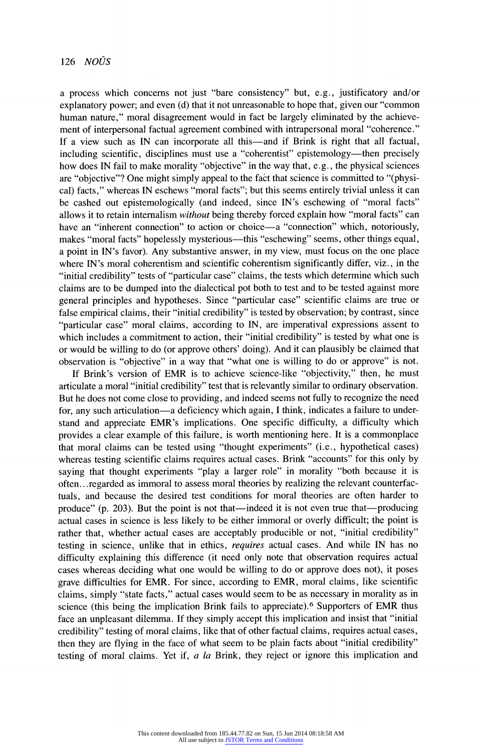a process which concerns not just "bare consistency" but, e.g., justificatory and/or explanatory power; and even (d) that it not unreasonable to hope that, given our "common human nature," moral disagreement would in fact be largely eliminated by the achievement of interpersonal factual agreement combined with intrapersonal moral "coherence." If a view such as IN can incorporate all this—and if Brink is right that all factual, including scientific, disciplines must use a "coherentist" epistemology—then precisely how does IN fail to make morality "objective" in the way that, e.g., the physical sciences are "objective"? One might simply appeal to the fact that science is committed to "(physical) facts," whereas IN eschews "moral facts"; but this seems entirely trivial unless it can be cashed out epistemologically (and indeed, since IN's eschewing of "moral facts" allows it to retain internalism *without* being thereby forced explain how "moral facts" can have an "inherent connection" to action or choice—a "connection" which, notoriously, makes "moral facts" hopelessly mysterious—this "eschewing" seems, other things equal, a point in IN's favor). Any substantive answer, in my view, must focus on the one place where IN's moral coherentism and scientific coherentism significantly differ, viz., in the "initial credibility" tests of "particular case" claims, the tests which determine which such claims are to be dumped into the dialectical pot both to test and to be tested against more general principles and hypotheses. Since "particular case" scientific claims are true or false empirical claims, their "initial credibility" is tested by observation; by contrast, since "particular case" moral claims, according to IN, are imperatival expressions assent to which includes a commitment to action, their "initial credibility" is tested by what one is or would be willing to do (or approve others' doing). And it can plausibly be claimed that observation is "objective" in a way that "what one is willing to do or approve" is not.

If Brink's version of EMR is to achieve science-like "objectivity," then, he must articulate a moral "initial credibility" test that is relevantly similar to ordinary observation. But he does not come close to providing, and indeed seems not fully to recognize the need for, any such articulation—a deficiency which again, I think, indicates a failure to understand and appreciate EMR's implications. One specific difficulty, a difficulty which provides a clear example of this failure, is worth mentioning here. It is a commonplace that moral claims can be tested using "thought experiments" (i.e., hypothetical cases) whereas testing scientific claims requires actual cases. Brink "accounts" for this only by saying that thought experiments "play a larger role" in morality "both because it is often…regarded as immoral to assess moral theories by realizing the relevant counterfactuals, and because the desired test conditions for moral theories are often harder to produce" (p. 203). But the point is not that—indeed it is not even true that—producing actual cases in science is less likely to be either immoral or overly difficult; the point is rather that, whether actual cases are acceptably producible or not, "initial credibility" testing in science, unlike that in ethics, *requires* actual cases. And while IN has no difficulty explaining this difference (it need only note that observation requires actual cases whereas deciding what one would be willing to do or approve does not), it poses grave difficulties for EMR. For since, according to EMR, moral claims, like scientific claims, simply "state facts," actual cases would seem to be as necessary in morality as in science (this being the implication Brink fails to appreciate).[6] Supporters of EMR thus face an unpleasant dilemma. If they simply accept this implication and insist that "initial credibility" testing of moral claims, like that of other factual claims, requires actual cases, then they are flying in the face of what seem to be plain facts about "initial credibility" testing of moral claims. Yet if, *a la* Brink, they reject or ignore this implication and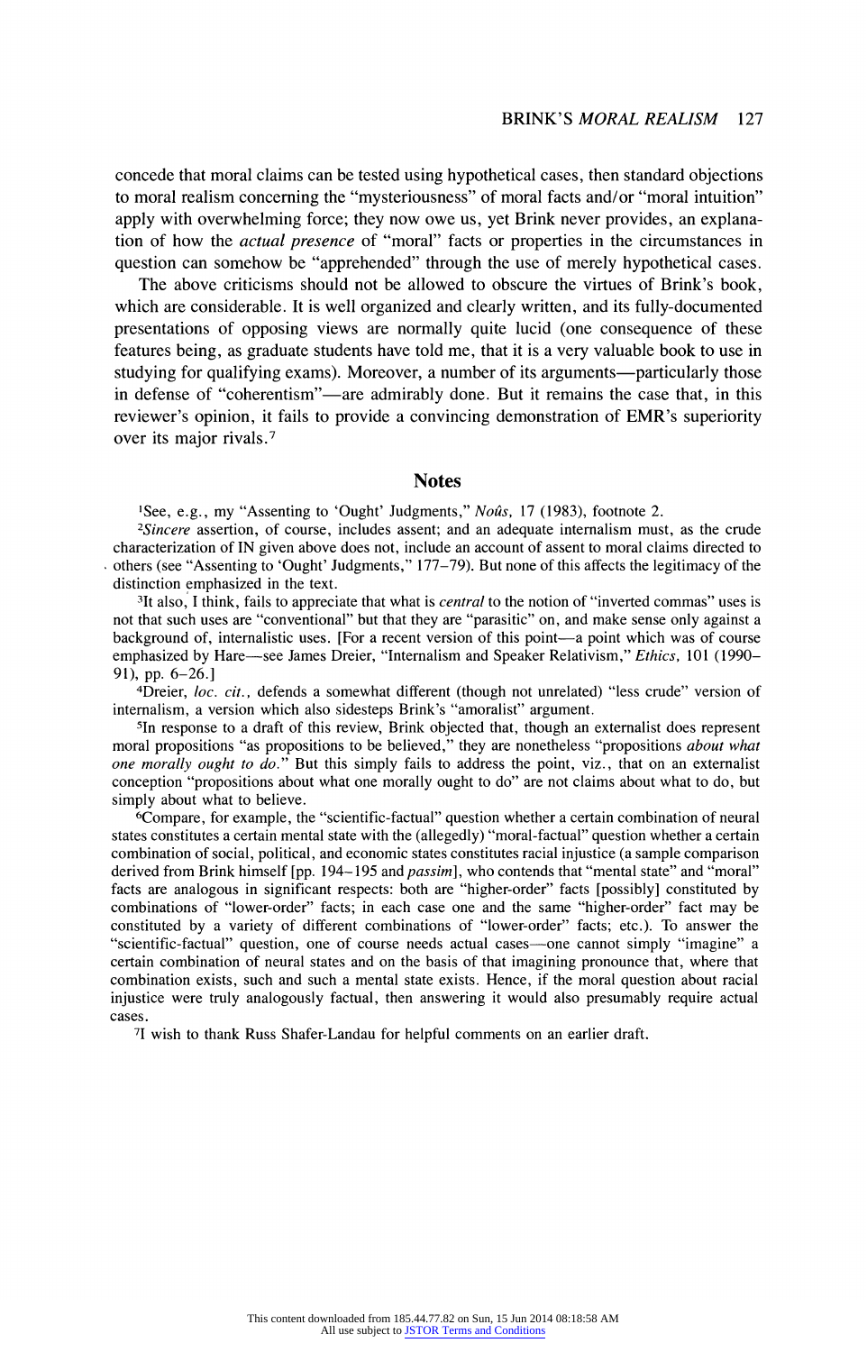concede that moral claims can be tested using hypothetical cases, then standard objections to moral realism concerning the "mysteriousness" of moral facts and/or "moral intuition" apply with overwhelming force; they now owe us, yet Brink never provides, an explanation of how the *actual presence* of "moral" facts or properties in the circumstances in question can somehow be "apprehended" through the use of merely hypothetical cases.

The above criticisms should not be allowed to obscure the virtues of Brink's book, which are considerable. It is well organized and clearly written, and its fully-documented presentations of opposing views are normally quite lucid (one consequence of these features being, as graduate students have told me, that it is a very valuable book to use in studying for qualifying exams). Moreover, a number of its arguments—particularly those in defense of "coherentism"—are admirably done. But it remains the case that, in this reviewer's opinion, it fails to provide a convincing demonstration of EMR's superiority over its major rivals.[7]

## Notes

[1]See, e.g., my "Assenting to 'Ought' Judgments," *Noûs,* 17 (1983), footnote 2.

[2]*Sincere* assertion, of course, includes assent; and an adequate internalism must, as the crude characterization of IN given above does not, include an account of assent to moral claims directed to others (see "Assenting to 'Ought' Judgments," 177–79). But none of this affects the legitimacy of the distinction emphasized in the text.

[3]It also, I think, fails to appreciate that what is *central* to the notion of "inverted commas" uses is not that such uses are "conventional" but that they are "parasitic" on, and make sense only against a background of, internalistic uses. [For a recent version of this point—a point which was of course emphasized by Hare—see James Dreier, "Internalism and Speaker Relativism," *Ethics,* 101 (1990–91), pp. 6–26.]

[4]Dreier, *loc. cit.,* defends a somewhat different (though not unrelated) "less crude" version of internalism, a version which also sidesteps Brink's "amoralist" argument.

[5]In response to a draft of this review, Brink objected that, though an externalist does represent moral propositions "as propositions to be believed," they are nonetheless "propositions *about what one morally ought to do.*" But this simply fails to address the point, viz., that on an externalist conception "propositions about what one morally ought to do" are not claims about what to do, but simply about what to believe.

[6]Compare, for example, the "scientific-factual" question whether a certain combination of neural states constitutes a certain mental state with the (allegedly) "moral-factual" question whether a certain combination of social, political, and economic states constitutes racial injustice (a sample comparison derived from Brink himself [pp. 194–195 and *passim*], who contends that "mental state" and "moral" facts are analogous in significant respects: both are "higher-order" facts [possibly] constituted by combinations of "lower-order" facts; in each case one and the same "higher-order" fact may be constituted by a variety of different combinations of "lower-order" facts; etc.). To answer the "scientific-factual" question, one of course needs actual cases—one cannot simply "imagine" a certain combination of neural states and on the basis of that imagining pronounce that, where that combination exists, such and such a mental state exists. Hence, if the moral question about racial injustice were truly analogously factual, then answering it would also presumably require actual cases.

[7]I wish to thank Russ Shafer-Landau for helpful comments on an earlier draft.